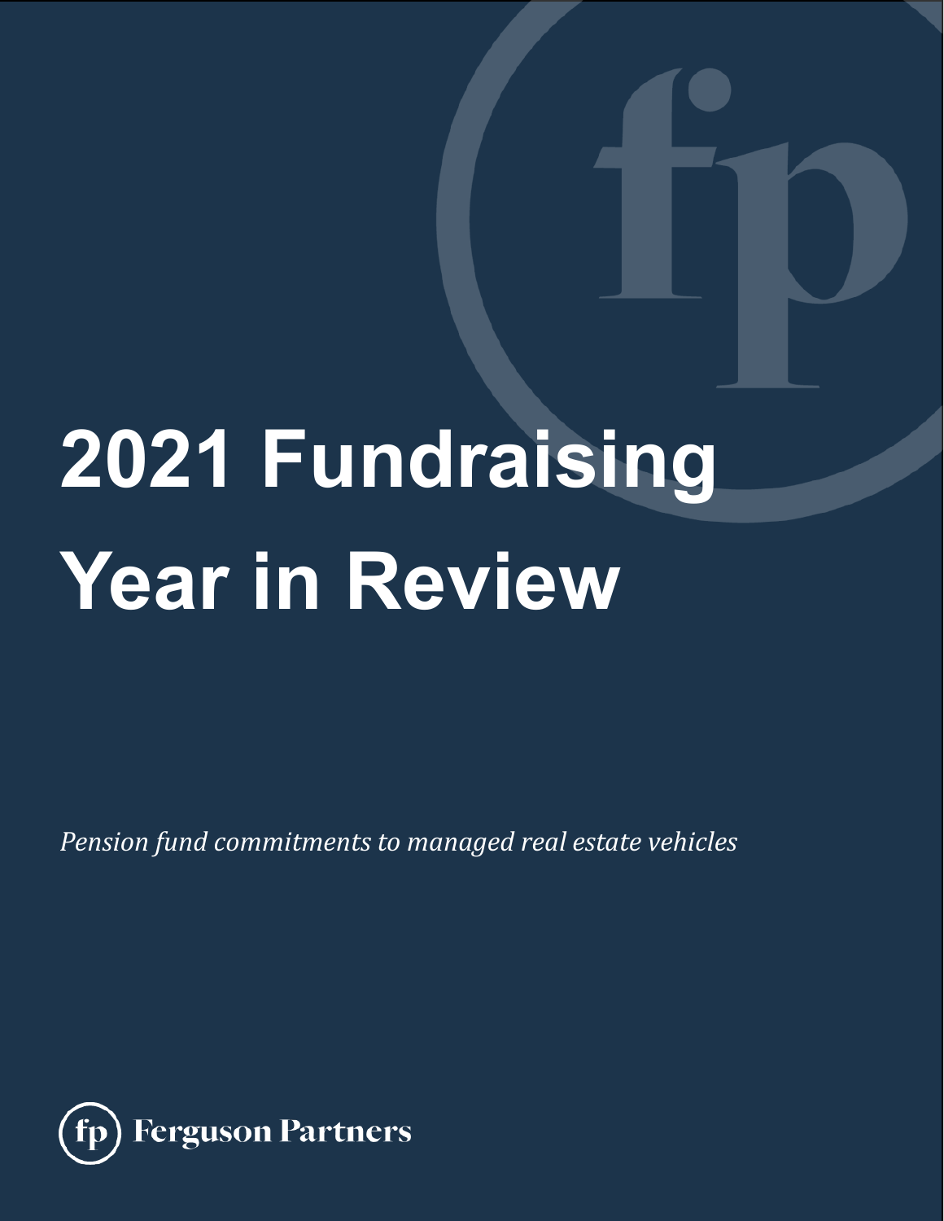# 2021 Fundraising Year in Review

*Pension fund commitments to managed real estate vehicles*

Ferguson Partners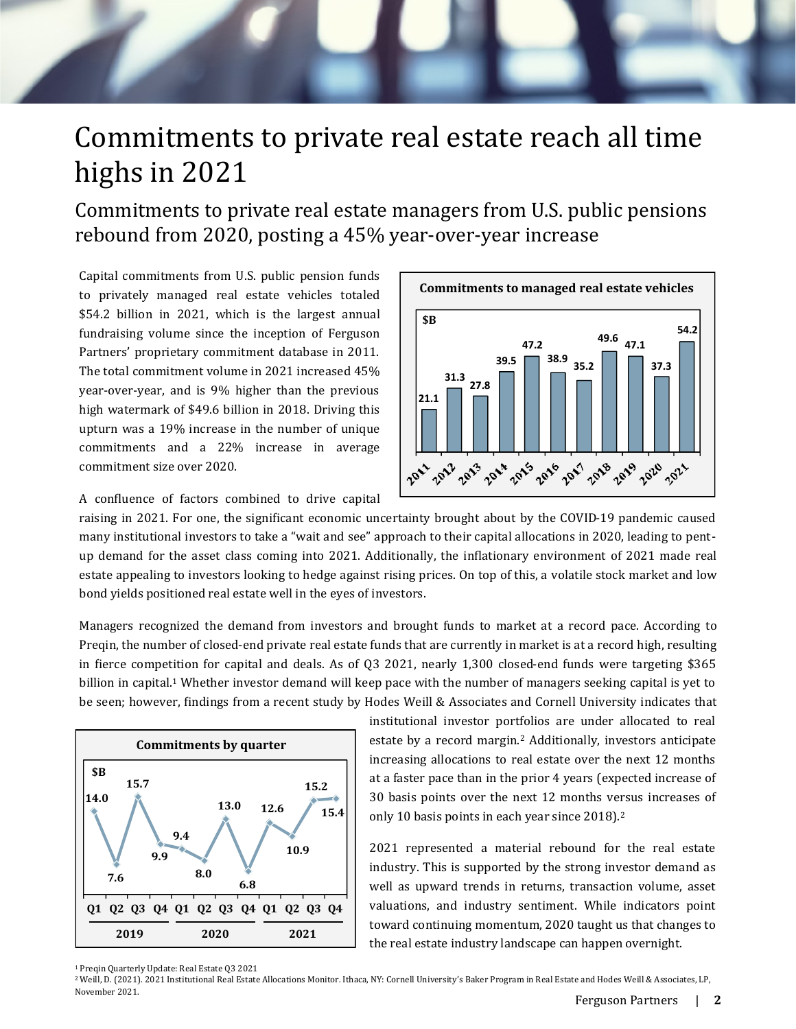# Commitments to private real estate reach all time highs in 2021

## Commitments to private real estate managers from U.S. public pensions rebound from 2020, posting a 45% year-over-year increase

Capital commitments from U.S. public pension funds to privately managed real estate vehicles totaled $54.2 billion in 2021, which is the largest annual fundraising volume since the inception of Ferguson Partners' proprietary commitment database in 2011. The total commitment volume in 2021 increased 45% year-over-year, and is 9% higher than the previous high watermark of $49.6 billion in 2018. Driving this upturn was a 19% increase in the number of unique commitments and a 22% increase in average commitment size over 2020.

**Commitments to managed real estate vehicles**

| Year | $B |
|---|---|
| 2011 | 21.1 |
| 2012 | 31.3 |
| 2013 | 27.8 |
| 2014 | 39.5 |
| 2015 | 47.2 |
| 2016 | 38.9 |
| 2017 | 35.2 |
| 2018 | 49.6 |
| 2019 | 47.1 |
| 2020 | 37.3 |
| 2021 | 54.2 |

A confluence of factors combined to drive capital raising in 2021. For one, the significant economic uncertainty brought about by the COVID-19 pandemic caused many institutional investors to take a "wait and see" approach to their capital allocations in 2020, leading to pent-up demand for the asset class coming into 2021. Additionally, the inflationary environment of 2021 made real estate appealing to investors looking to hedge against rising prices. On top of this, a volatile stock market and low bond yields positioned real estate well in the eyes of investors.

Managers recognized the demand from investors and brought funds to market at a record pace. According to Preqin, the number of closed-end private real estate funds that are currently in market is at a record high, resulting in fierce competition for capital and deals. As of Q3 2021, nearly 1,300 closed-end funds were targeting $365 billion in capital.[1] Whether investor demand will keep pace with the number of managers seeking capital is yet to be seen; however, findings from a recent study by Hodes Weill & Associates and Cornell University indicates that institutional investor portfolios are under allocated to real estate by a record margin.[2] Additionally, investors anticipate increasing allocations to real estate over the next 12 months at a faster pace than in the prior 4 years (expected increase of 30 basis points over the next 12 months versus increases of only 10 basis points in each year since 2018).[2]

**Commitments by quarter**

| Year | Quarter | $B |
|---|---|---|
| 2019 | Q1 | 14.0 |
| 2019 | Q2 | 7.6 |
| 2019 | Q3 | 15.7 |
| 2019 | Q4 | 9.9 |
| 2020 | Q1 | 9.4 |
| 2020 | Q2 | 8.0 |
| 2020 | Q3 | 13.0 |
| 2020 | Q4 | 6.8 |
| 2021 | Q1 | 12.6 |
| 2021 | Q2 | 10.9 |
| 2021 | Q3 | 15.2 |
| 2021 | Q4 | 15.4 |

2021 represented a material rebound for the real estate industry. This is supported by the strong investor demand as well as upward trends in returns, transaction volume, asset valuations, and industry sentiment. While indicators point toward continuing momentum, 2020 taught us that changes to the real estate industry landscape can happen overnight.

[1] Preqin Quarterly Update: Real Estate Q3 2021

[2] Weill, D. (2021). 2021 Institutional Real Estate Allocations Monitor. Ithaca, NY: Cornell University's Baker Program in Real Estate and Hodes Weill & Associates, LP, November 2021.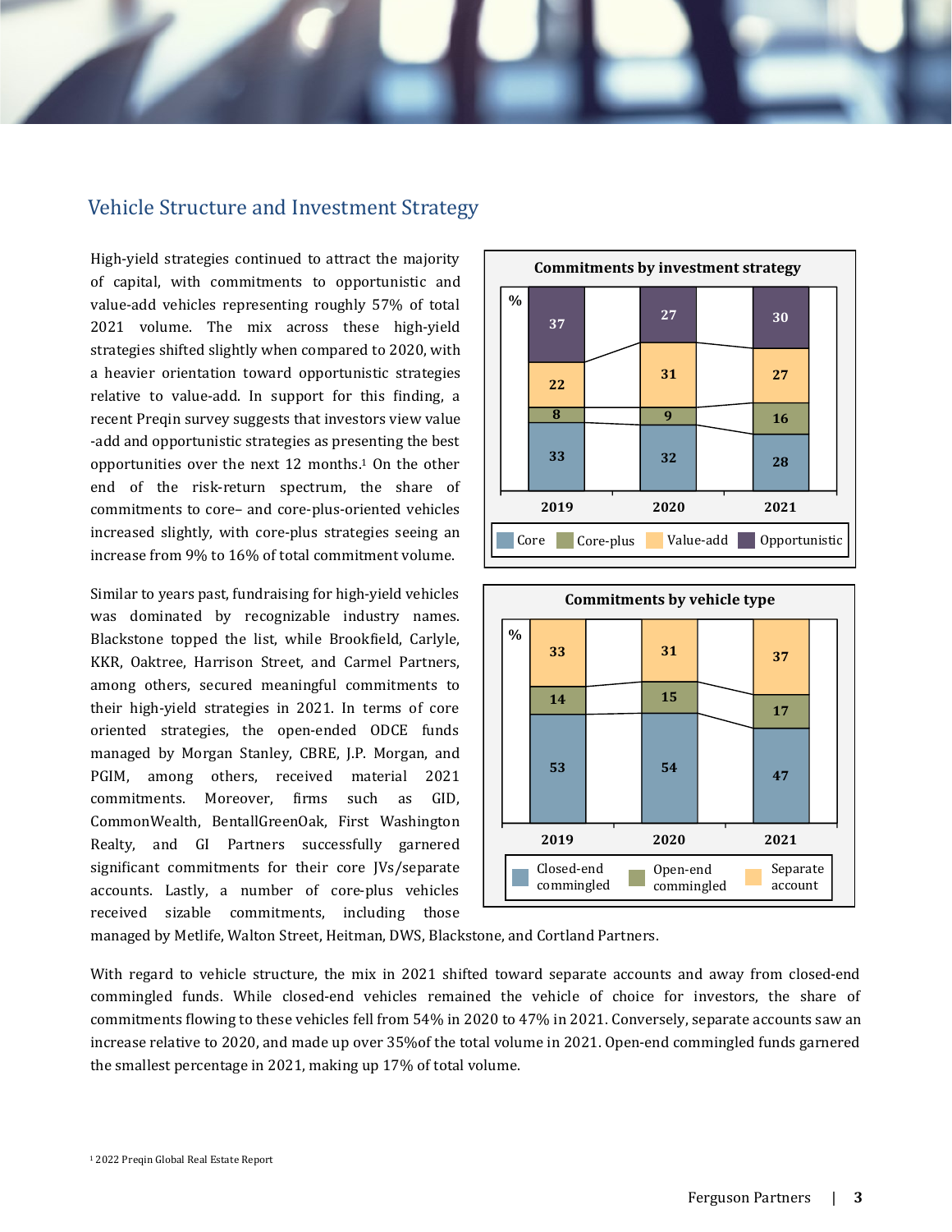## Vehicle Structure and Investment Strategy

High-yield strategies continued to attract the majority of capital, with commitments to opportunistic and value-add vehicles representing roughly 57% of total 2021 volume. The mix across these high-yield strategies shifted slightly when compared to 2020, with a heavier orientation toward opportunistic strategies relative to value-add. In support for this finding, a recent Preqin survey suggests that investors view value -add and opportunistic strategies as presenting the best opportunities over the next 12 months.[1] On the other end of the risk-return spectrum, the share of commitments to core– and core-plus-oriented vehicles increased slightly, with core-plus strategies seeing an increase from 9% to 16% of total commitment volume.

**Commitments by investment strategy**

%

2019: 37, 22, 8, 33

2020: 27, 31, 9, 32

2021: 30, 27, 16, 28

Core, Core-plus, Value-add, Opportunistic

Similar to years past, fundraising for high-yield vehicles was dominated by recognizable industry names. Blackstone topped the list, while Brookfield, Carlyle, KKR, Oaktree, Harrison Street, and Carmel Partners, among others, secured meaningful commitments to their high-yield strategies in 2021. In terms of core oriented strategies, the open-ended ODCE funds managed by Morgan Stanley, CBRE, J.P. Morgan, and PGIM, among others, received material 2021 commitments. Moreover, firms such as GID, CommonWealth, BentallGreenOak, First Washington Realty, and GI Partners successfully garnered significant commitments for their core JVs/separate accounts. Lastly, a number of core-plus vehicles received sizable commitments, including those managed by Metlife, Walton Street, Heitman, DWS, Blackstone, and Cortland Partners.

**Commitments by vehicle type**

%

2019: 33, 14, 53

2020: 31, 15, 54

2021: 37, 17, 47

Closed-end commingled, Open-end commingled, Separate account

With regard to vehicle structure, the mix in 2021 shifted toward separate accounts and away from closed-end commingled funds. While closed-end vehicles remained the vehicle of choice for investors, the share of commitments flowing to these vehicles fell from 54% in 2020 to 47% in 2021. Conversely, separate accounts saw an increase relative to 2020, and made up over 35%of the total volume in 2021. Open-end commingled funds garnered the smallest percentage in 2021, making up 17% of total volume.

[1] 2022 Preqin Global Real Estate Report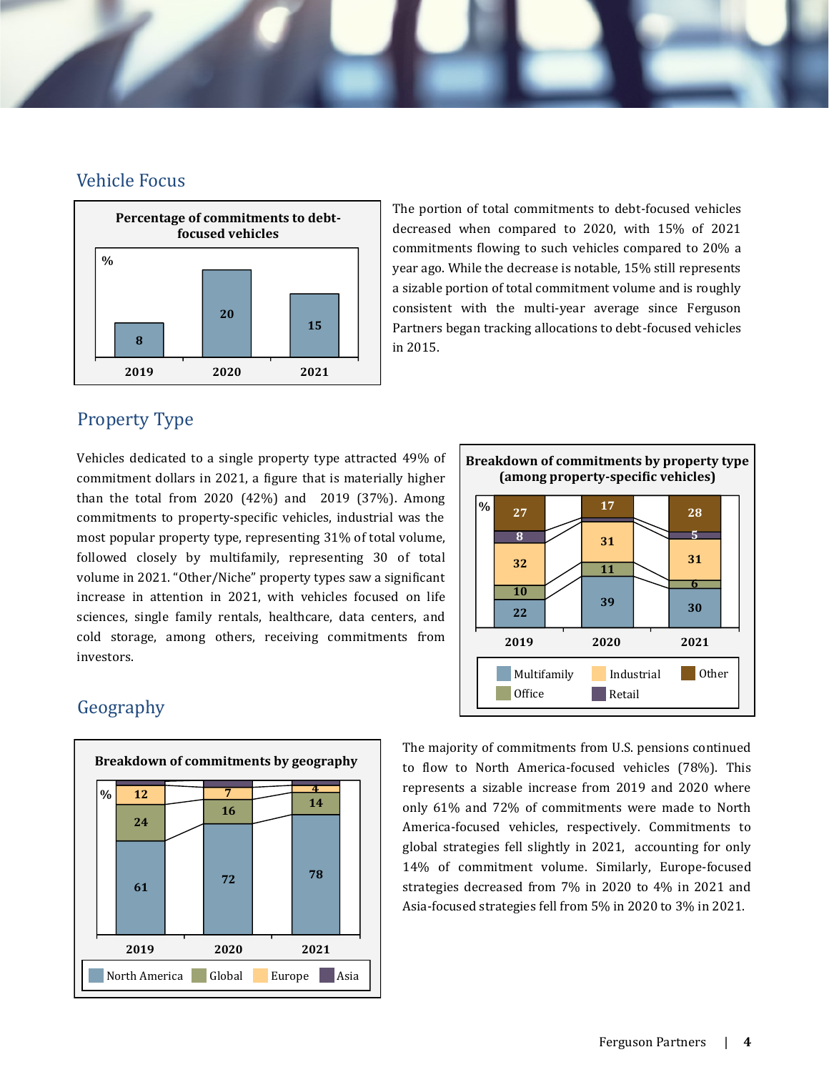## Vehicle Focus

Percentage of commitments to debt-focused vehicles

%

8
20
15

2019
2020
2021

The portion of total commitments to debt-focused vehicles decreased when compared to 2020, with 15% of 2021 commitments flowing to such vehicles compared to 20% a year ago. While the decrease is notable, 15% still represents a sizable portion of total commitment volume and is roughly consistent with the multi-year average since Ferguson Partners began tracking allocations to debt-focused vehicles in 2015.

## Property Type

Vehicles dedicated to a single property type attracted 49% of commitment dollars in 2021, a figure that is materially higher than the total from 2020 (42%) and 2019 (37%). Among commitments to property-specific vehicles, industrial was the most popular property type, representing 31% of total volume, followed closely by multifamily, representing 30 of total volume in 2021. "Other/Niche" property types saw a significant increase in attention in 2021, with vehicles focused on life sciences, single family rentals, healthcare, data centers, and cold storage, among others, receiving commitments from investors.

Breakdown of commitments by property type (among property-specific vehicles)

%

27
8
32
10
22

17
31
11
39

28
5
31
6
30

2019
2020
2021

Multifamily
Industrial
Other
Office
Retail

## Geography

Breakdown of commitments by geography

%

12
24
61

7
16
72

4
14
78

2019
2020
2021

North America
Global
Europe
Asia

The majority of commitments from U.S. pensions continued to flow to North America-focused vehicles (78%). This represents a sizable increase from 2019 and 2020 where only 61% and 72% of commitments were made to North America-focused vehicles, respectively. Commitments to global strategies fell slightly in 2021, accounting for only 14% of commitment volume. Similarly, Europe-focused strategies decreased from 7% in 2020 to 4% in 2021 and Asia-focused strategies fell from 5% in 2020 to 3% in 2021.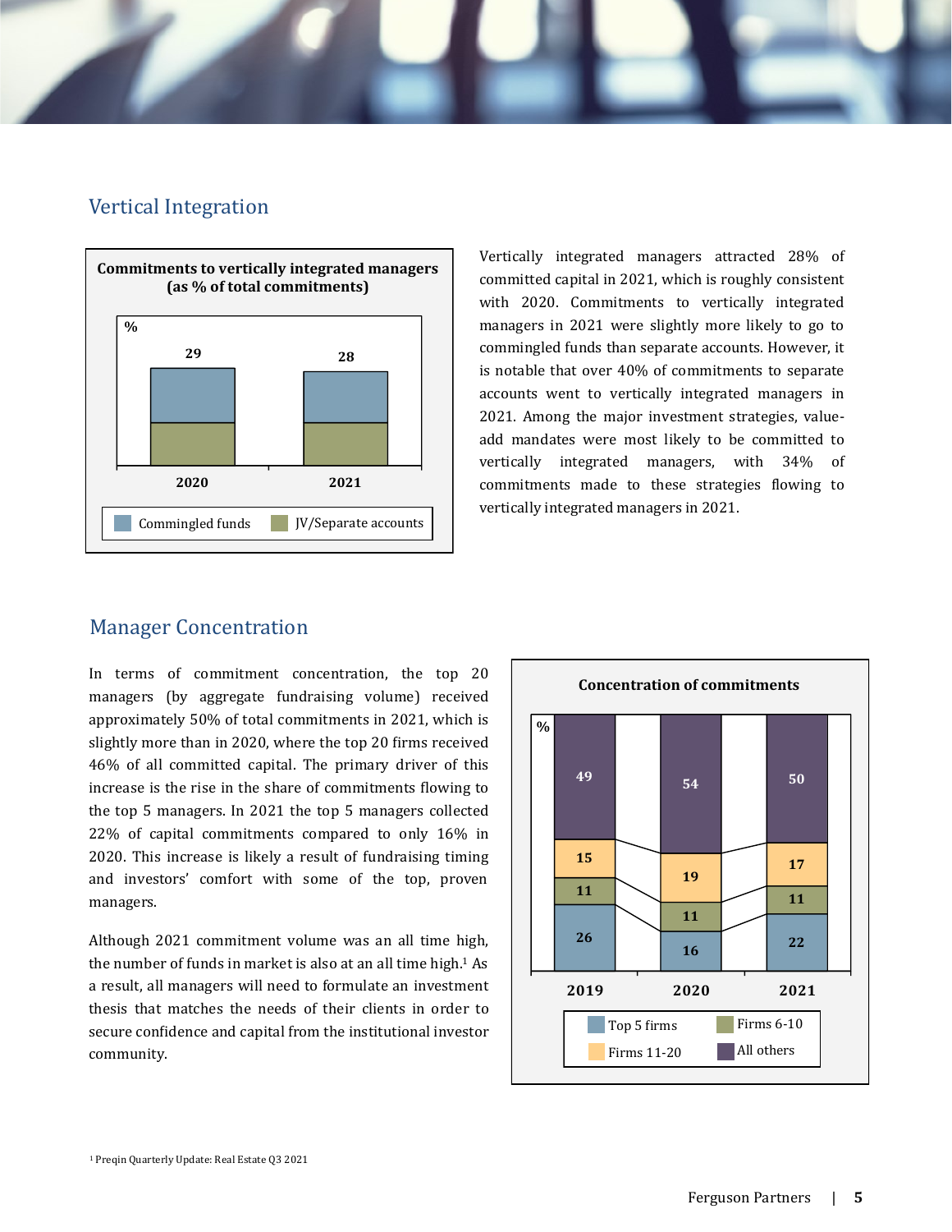## Vertical Integration

**Commitments to vertically integrated managers (as % of total commitments)**

%

29

28

2020

2021

Commingled funds

JV/Separate accounts

Vertically integrated managers attracted 28% of committed capital in 2021, which is roughly consistent with 2020. Commitments to vertically integrated managers in 2021 were slightly more likely to go to commingled funds than separate accounts. However, it is notable that over 40% of commitments to separate accounts went to vertically integrated managers in 2021. Among the major investment strategies, value-add mandates were most likely to be committed to vertically integrated managers, with 34% of commitments made to these strategies flowing to vertically integrated managers in 2021.

## Manager Concentration

In terms of commitment concentration, the top 20 managers (by aggregate fundraising volume) received approximately 50% of total commitments in 2021, which is slightly more than in 2020, where the top 20 firms received 46% of all committed capital. The primary driver of this increase is the rise in the share of commitments flowing to the top 5 managers. In 2021 the top 5 managers collected 22% of capital commitments compared to only 16% in 2020. This increase is likely a result of fundraising timing and investors' comfort with some of the top, proven managers.

Although 2021 commitment volume was an all time high, the number of funds in market is also at an all time high.[1] As a result, all managers will need to formulate an investment thesis that matches the needs of their clients in order to secure confidence and capital from the institutional investor community.

**Concentration of commitments**

%

49

15

11

26

54

19

11

16

50

17

11

22

2019

2020

2021

Top 5 firms

Firms 6-10

Firms 11-20

All others

[1] Preqin Quarterly Update: Real Estate Q3 2021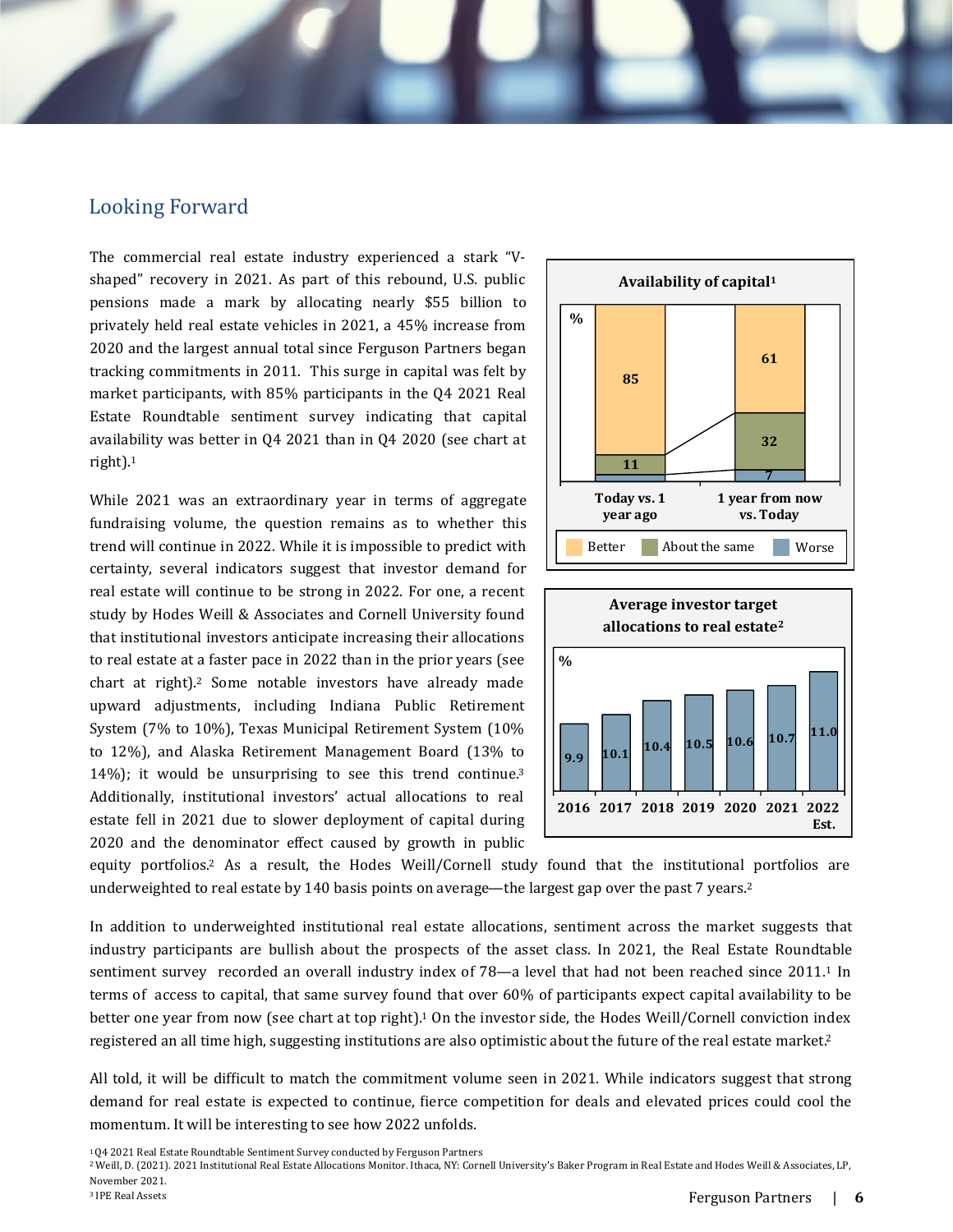## Looking Forward

The commercial real estate industry experienced a stark "V-shaped" recovery in 2021. As part of this rebound, U.S. public pensions made a mark by allocating nearly $55 billion to privately held real estate vehicles in 2021, a 45% increase from 2020 and the largest annual total since Ferguson Partners began tracking commitments in 2011. This surge in capital was felt by market participants, with 85% participants in the Q4 2021 Real Estate Roundtable sentiment survey indicating that capital availability was better in Q4 2021 than in Q4 2020 (see chart at right).[1]

Availability of capital[1]

%

85

11

61

32

7

Today vs. 1 year ago

1 year from now vs. Today

Better | About the same | Worse

While 2021 was an extraordinary year in terms of aggregate fundraising volume, the question remains as to whether this trend will continue in 2022. While it is impossible to predict with certainty, several indicators suggest that investor demand for real estate will continue to be strong in 2022. For one, a recent study by Hodes Weill & Associates and Cornell University found that institutional investors anticipate increasing their allocations to real estate at a faster pace in 2022 than in the prior years (see chart at right).[2] Some notable investors have already made upward adjustments, including Indiana Public Retirement System (7% to 10%), Texas Municipal Retirement System (10% to 12%), and Alaska Retirement Management Board (13% to 14%); it would be unsurprising to see this trend continue.[3] Additionally, institutional investors' actual allocations to real estate fell in 2021 due to slower deployment of capital during 2020 and the denominator effect caused by growth in public equity portfolios.[2] As a result, the Hodes Weill/Cornell study found that the institutional portfolios are underweighted to real estate by 140 basis points on average—the largest gap over the past 7 years.[2]

Average investor target allocations to real estate[2]

%

9.9 | 10.1 | 10.4 | 10.5 | 10.6 | 10.7 | 11.0

2016 | 2017 | 2018 | 2019 | 2020 | 2021 | 2022 Est.

In addition to underweighted institutional real estate allocations, sentiment across the market suggests that industry participants are bullish about the prospects of the asset class. In 2021, the Real Estate Roundtable sentiment survey recorded an overall industry index of 78—a level that had not been reached since 2011.[1] In terms of access to capital, that same survey found that over 60% of participants expect capital availability to be better one year from now (see chart at top right).[1] On the investor side, the Hodes Weill/Cornell conviction index registered an all time high, suggesting institutions are also optimistic about the future of the real estate market.[2]

All told, it will be difficult to match the commitment volume seen in 2021. While indicators suggest that strong demand for real estate is expected to continue, fierce competition for deals and elevated prices could cool the momentum. It will be interesting to see how 2022 unfolds.

[1] Q4 2021 Real Estate Roundtable Sentiment Survey conducted by Ferguson Partners

[2] Weill, D. (2021). 2021 Institutional Real Estate Allocations Monitor. Ithaca, NY: Cornell University's Baker Program in Real Estate and Hodes Weill & Associates, LP, November 2021.

[3] IPE Real Assets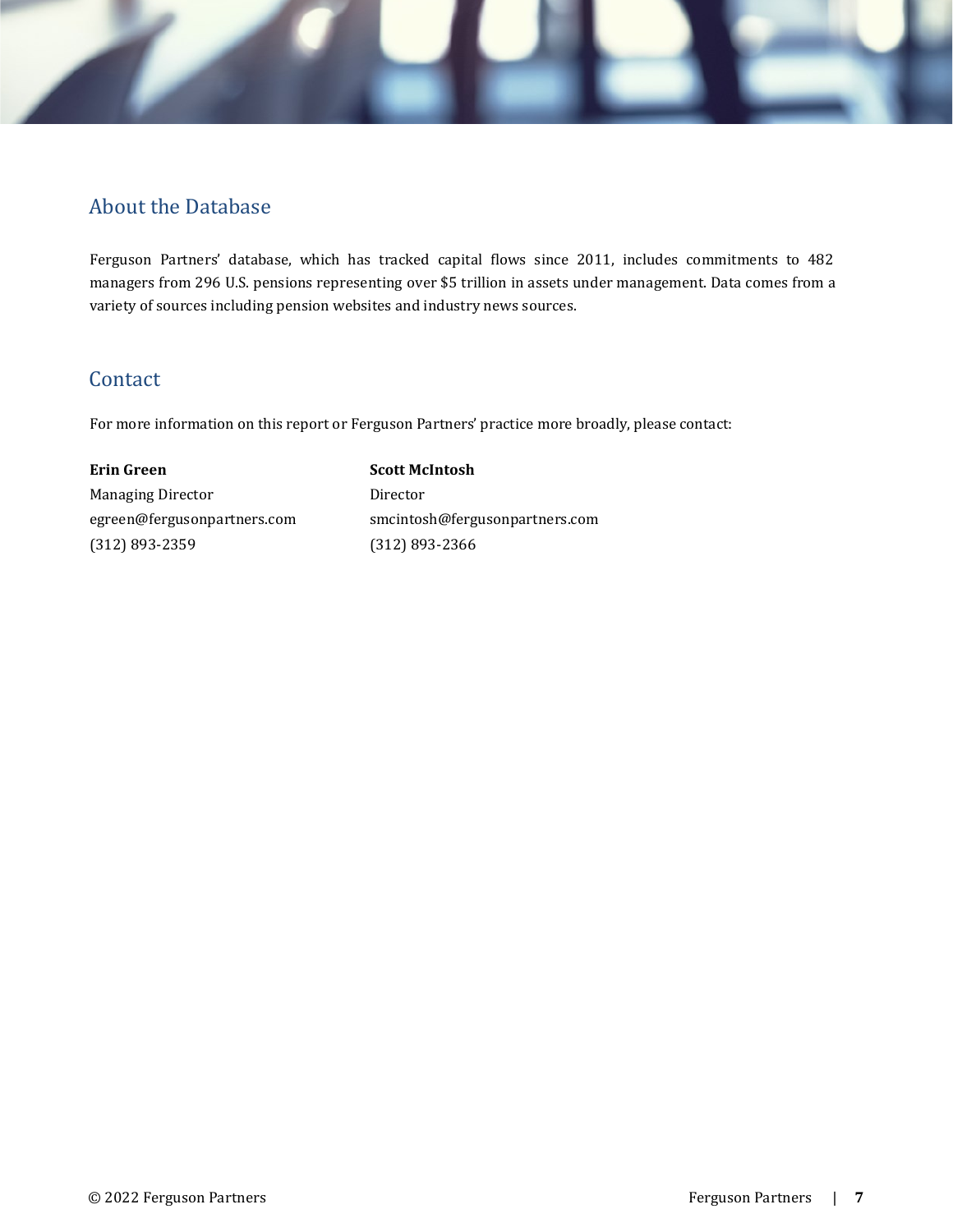## About the Database

Ferguson Partners' database, which has tracked capital flows since 2011, includes commitments to 482 managers from 296 U.S. pensions representing over $5 trillion in assets under management. Data comes from a variety of sources including pension websites and industry news sources.

## Contact

For more information on this report or Ferguson Partners' practice more broadly, please contact:

**Erin Green**
Managing Director
egreen@fergusonpartners.com
(312) 893-2359

**Scott McIntosh**
Director
smcintosh@fergusonpartners.com
(312) 893-2366

© 2022 Ferguson Partners